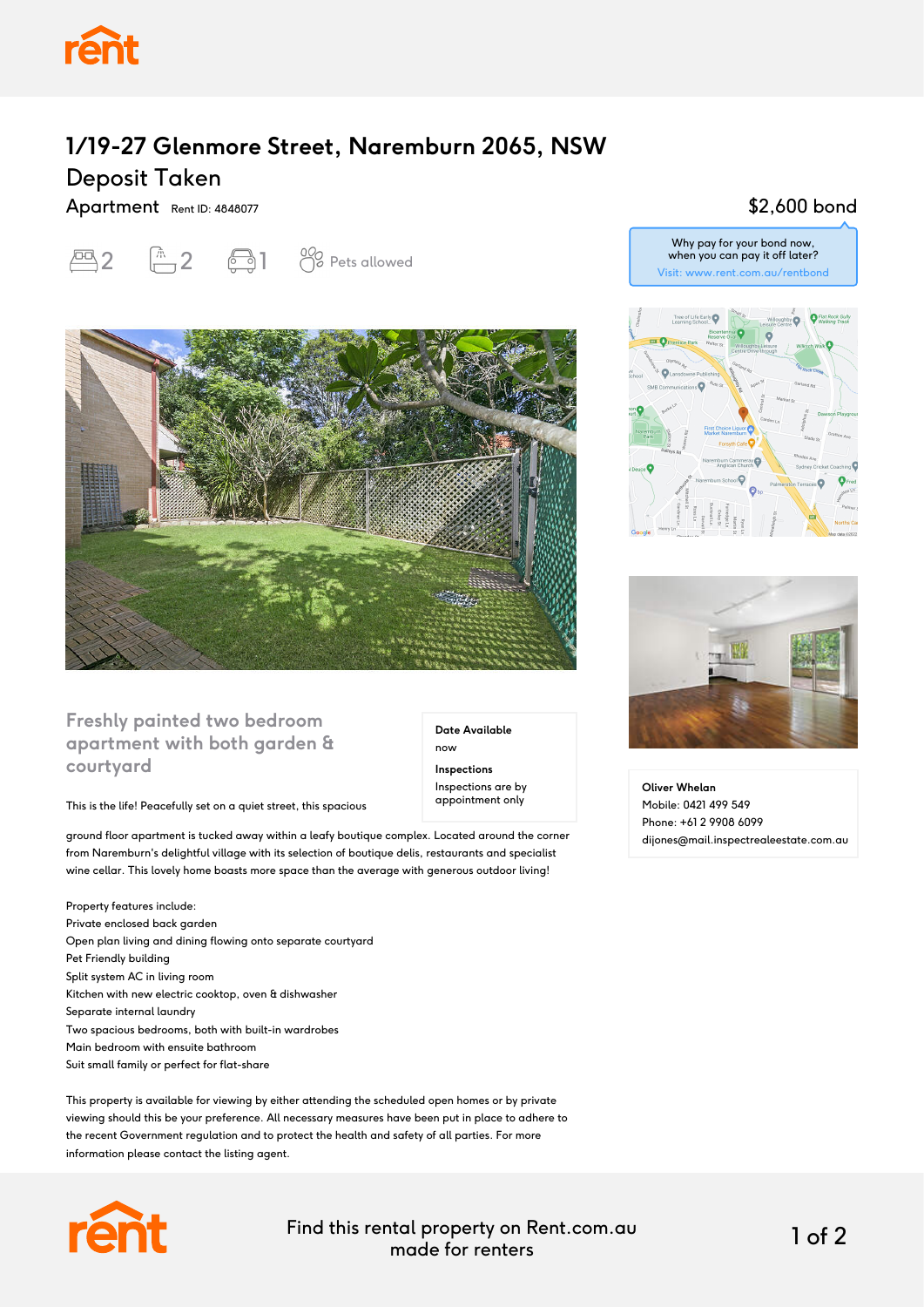# 1/19-27 Glenmore Street, Naremburn 2065, NSW

## Deposit Taken

Apartment Rent ID: 4848077

2 bedrooms | 2 bathrooms | 1 parking | Pets allowed

**$2,600 bond**

Why pay for your bond now, when you can pay it off later?
Visit: www.rent.com.au/rentbond

### Freshly painted two bedroom apartment with both garden & courtyard

**Date Available**
now

**Inspections**
Inspections are by appointment only

This is the life! Peacefully set on a quiet street, this spacious ground floor apartment is tucked away within a leafy boutique complex. Located around the corner from Naremburn's delightful village with its selection of boutique delis, restaurants and specialist wine cellar. This lovely home boasts more space than the average with generous outdoor living!

Property features include:
Private enclosed back garden
Open plan living and dining flowing onto separate courtyard
Pet Friendly building
Split system AC in living room
Kitchen with new electric cooktop, oven & dishwasher
Separate internal laundry
Two spacious bedrooms, both with built-in wardrobes
Main bedroom with ensuite bathroom
Suit small family or perfect for flat-share

This property is available for viewing by either attending the scheduled open homes or by private viewing should this be your preference. All necessary measures have been put in place to adhere to the recent Government regulation and to protect the health and safety of all parties. For more information please contact the listing agent.

**Oliver Whelan**
Mobile: 0421 499 549
Phone: +61 2 9908 6099
dijones@mail.inspectrealeestate.com.au

Find this rental property on Rent.com.au made for renters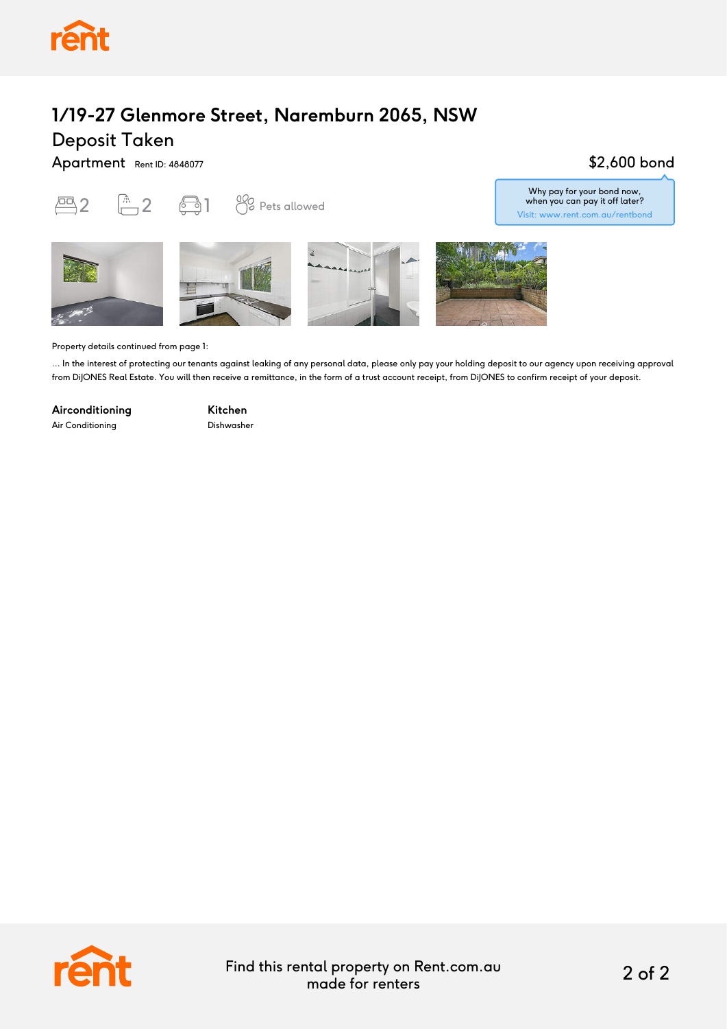# 1/19-27 Glenmore Street, Naremburn 2065, NSW

## Deposit Taken

Apartment Rent ID: 4848077

$2,600 bond

Why pay for your bond now, when you can pay it off later?
Visit: www.rent.com.au/rentbond

2 2 1 Pets allowed

Property details continued from page 1:

... In the interest of protecting our tenants against leaking of any personal data, please only pay your holding deposit to our agency upon receiving approval from DiJONES Real Estate. You will then receive a remittance, in the form of a trust account receipt, from DiJONES to confirm receipt of your deposit.

**Airconditioning**
Air Conditioning

**Kitchen**
Dishwasher

Find this rental property on Rent.com.au made for renters